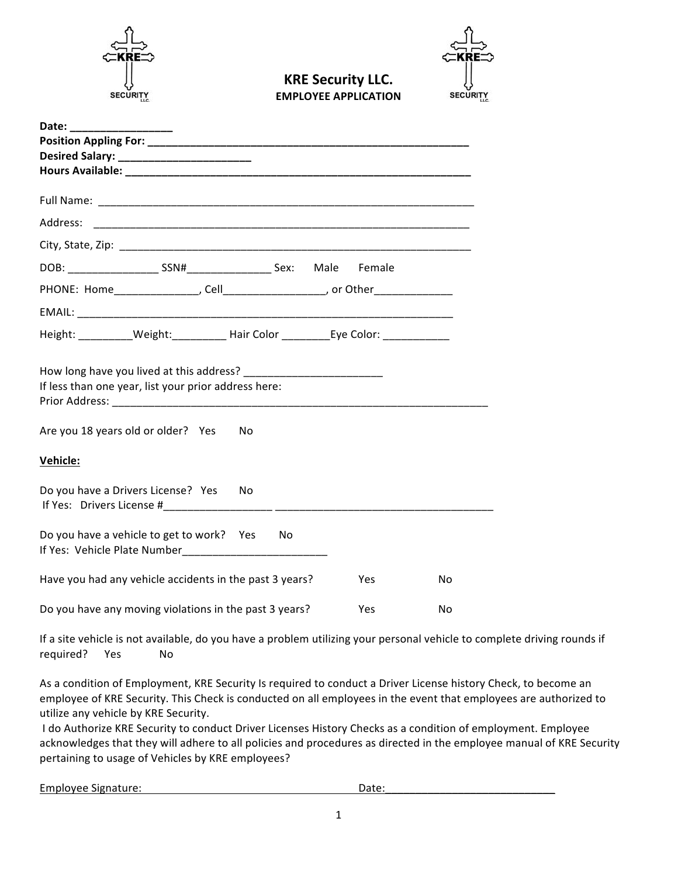# KRE Security LLC.

**EMPLOYEE APPLICATION**

**Date: _________________**
**Position Appling For: ________________________________________________________**
**Desired Salary: ______________________**
**Hours Available: ____________________________________________________________**

Full Name: _________________________________________________________________

Address: __________________________________________________________________

City, State, Zip: ______________________________________________________________

DOB: _______________ SSN#______________ Sex: Male Female

PHONE: Home______________, Cell_________________, or Other_____________

EMAIL: ____________________________________________________________________

Height: _________Weight:_________ Hair Color ________Eye Color: ___________

How long have you lived at this address? _______________________
If less than one year, list your prior address here:
Prior Address: _______________________________________________________________

Are you 18 years old or older? Yes No

**Vehicle:**

Do you have a Drivers License? Yes No
If Yes: Drivers License #__________________ ______________________________________

Do you have a vehicle to get to work? Yes No
If Yes: Vehicle Plate Number________________________

Have you had any vehicle accidents in the past 3 years? Yes No

Do you have any moving violations in the past 3 years? Yes No

If a site vehicle is not available, do you have a problem utilizing your personal vehicle to complete driving rounds if required? Yes No

As a condition of Employment, KRE Security Is required to conduct a Driver License history Check, to become an employee of KRE Security. This Check is conducted on all employees in the event that employees are authorized to utilize any vehicle by KRE Security.
I do Authorize KRE Security to conduct Driver Licenses History Checks as a condition of employment. Employee acknowledges that they will adhere to all policies and procedures as directed in the employee manual of KRE Security pertaining to usage of Vehicles by KRE employees?

Employee Signature: _______________________________ Date:____________________________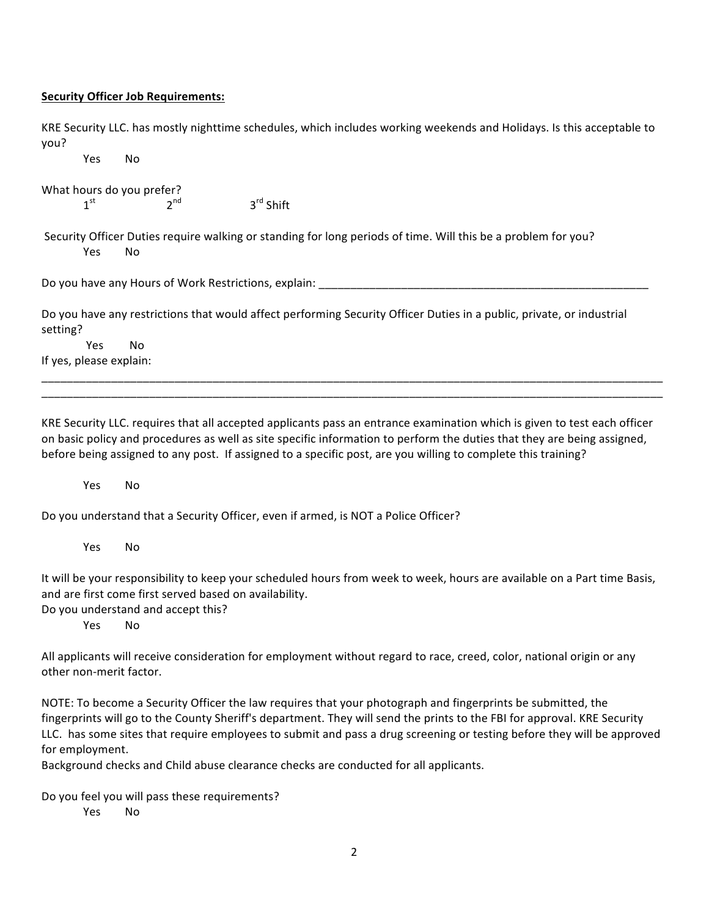**Security Officer Job Requirements:**

KRE Security LLC. has mostly nighttime schedules, which includes working weekends and Holidays. Is this acceptable to you?

Yes No

What hours do you prefer?

1st 2nd 3rd Shift

Security Officer Duties require walking or standing for long periods of time. Will this be a problem for you?

Yes No

Do you have any Hours of Work Restrictions, explain: _______________________________________________________

Do you have any restrictions that would affect performing Security Officer Duties in a public, private, or industrial setting?

Yes No

If yes, please explain:

_____________________________________________________________________________________________________

_____________________________________________________________________________________________________

KRE Security LLC. requires that all accepted applicants pass an entrance examination which is given to test each officer on basic policy and procedures as well as site specific information to perform the duties that they are being assigned, before being assigned to any post. If assigned to a specific post, are you willing to complete this training?

Yes No

Do you understand that a Security Officer, even if armed, is NOT a Police Officer?

Yes No

It will be your responsibility to keep your scheduled hours from week to week, hours are available on a Part time Basis, and are first come first served based on availability.

Do you understand and accept this?

Yes No

All applicants will receive consideration for employment without regard to race, creed, color, national origin or any other non-merit factor.

NOTE: To become a Security Officer the law requires that your photograph and fingerprints be submitted, the fingerprints will go to the County Sheriff's department. They will send the prints to the FBI for approval. KRE Security LLC. has some sites that require employees to submit and pass a drug screening or testing before they will be approved for employment.

Background checks and Child abuse clearance checks are conducted for all applicants.

Do you feel you will pass these requirements?

Yes No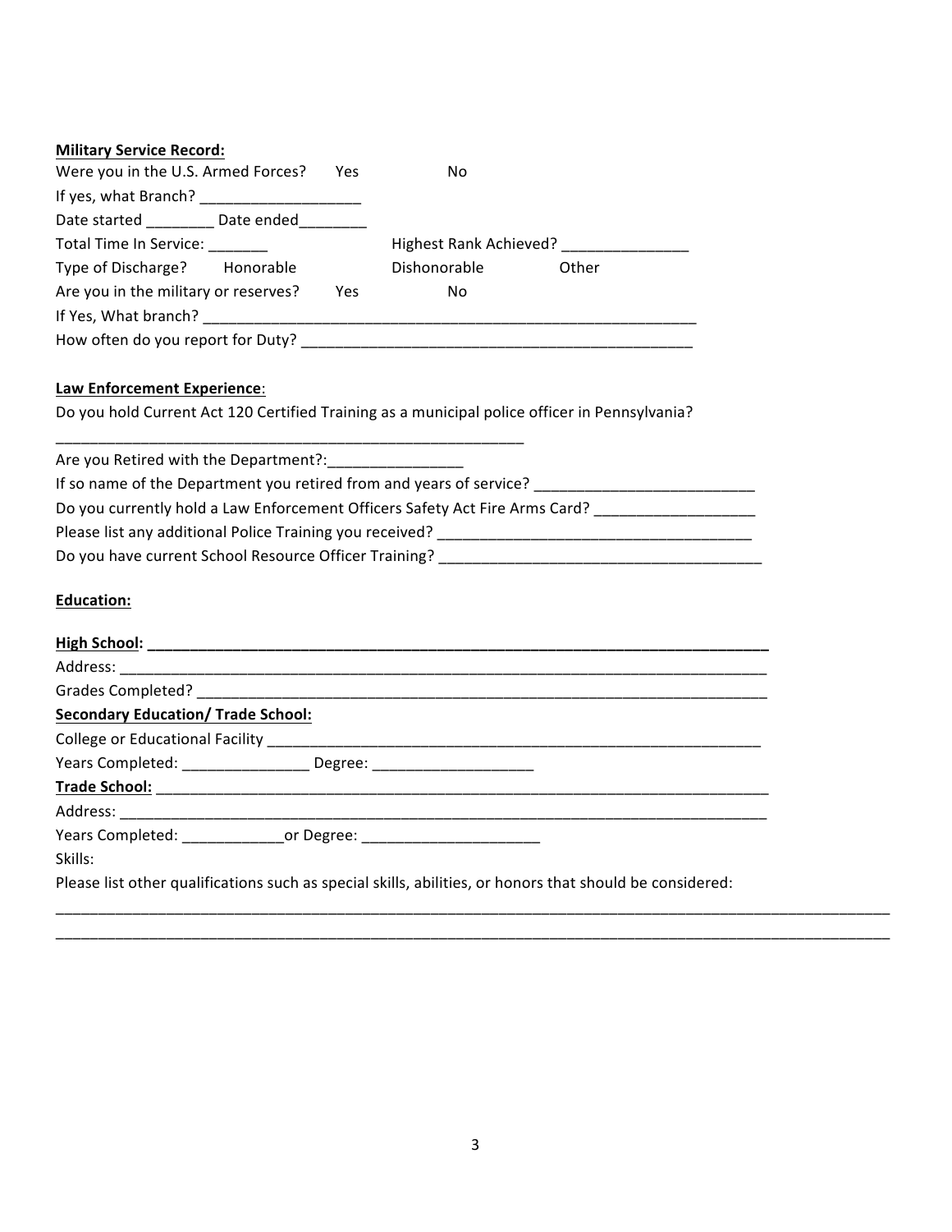**Military Service Record:**

Were you in the U.S. Armed Forces? Yes No

If yes, what Branch? ___________________

Date started ________ Date ended________

Total Time In Service: _______ Highest Rank Achieved? _______________

Type of Discharge? Honorable Dishonorable Other

Are you in the military or reserves? Yes No

If Yes, What branch? ___________________________________________________________

How often do you report for Duty? _______________________________________________

**Law Enforcement Experience**:

Do you hold Current Act 120 Certified Training as a municipal police officer in Pennsylvania?

_________________________________________________________

Are you Retired with the Department?:________________

If so name of the Department you retired from and years of service? __________________________

Do you currently hold a Law Enforcement Officers Safety Act Fire Arms Card? ___________________

Please list any additional Police Training you received? _____________________________________

Do you have current School Resource Officer Training? ______________________________________

**Education:**

**High School: ______________________________________________________________________**

Address: __________________________________________________________________________

Grades Completed? __________________________________________________________________

**Secondary Education/ Trade School:**

College or Educational Facility ________________________________________________________

Years Completed: _______________ Degree: ___________________

**Trade School:** _____________________________________________________________________

Address: __________________________________________________________________________

Years Completed: ____________or Degree: _____________________

Skills:

Please list other qualifications such as special skills, abilities, or honors that should be considered:

______________________________________________________________________________________________

______________________________________________________________________________________________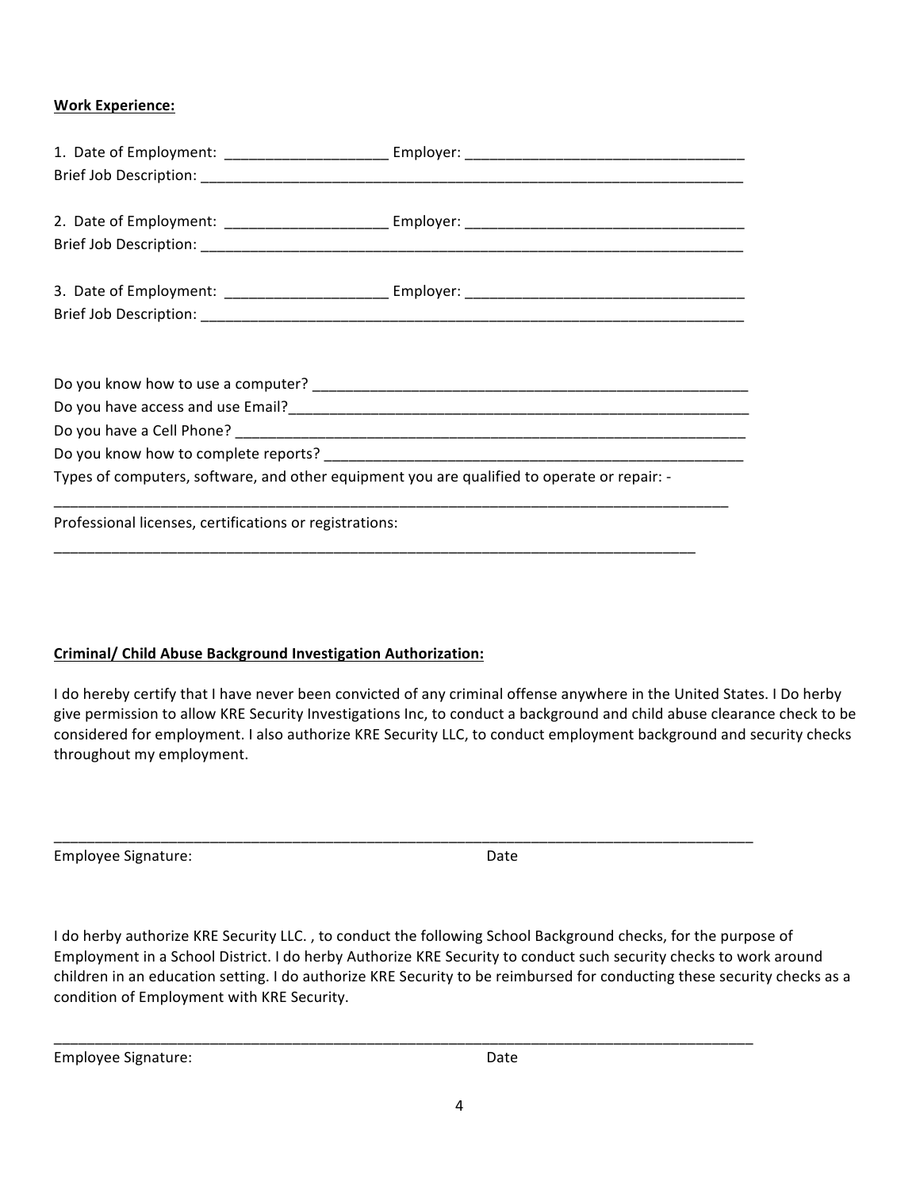**Work Experience:**

1. Date of Employment: ____________________ Employer: ___________________________________
Brief Job Description: _______________________________________________________________________

2. Date of Employment: ____________________ Employer: ___________________________________
Brief Job Description: _______________________________________________________________________

3. Date of Employment: ____________________ Employer: ___________________________________
Brief Job Description: _______________________________________________________________________

Do you know how to use a computer? _______________________________________________________
Do you have access and use Email?__________________________________________________________
Do you have a Cell Phone? _______________________________________________________________
Do you know how to complete reports? ______________________________________________________
Types of computers, software, and other equipment you are qualified to operate or repair: -
_________________________________________________________________________________________
Professional licenses, certifications or registrations:
_________________________________________________________________________________________

**Criminal/ Child Abuse Background Investigation Authorization:**

I do hereby certify that I have never been convicted of any criminal offense anywhere in the United States. I Do herby give permission to allow KRE Security Investigations Inc, to conduct a background and child abuse clearance check to be considered for employment. I also authorize KRE Security LLC, to conduct employment background and security checks throughout my employment.

_________________________________________________________________________________________
Employee Signature: Date

I do herby authorize KRE Security LLC. , to conduct the following School Background checks, for the purpose of Employment in a School District. I do herby Authorize KRE Security to conduct such security checks to work around children in an education setting. I do authorize KRE Security to be reimbursed for conducting these security checks as a condition of Employment with KRE Security.

_________________________________________________________________________________________
Employee Signature: Date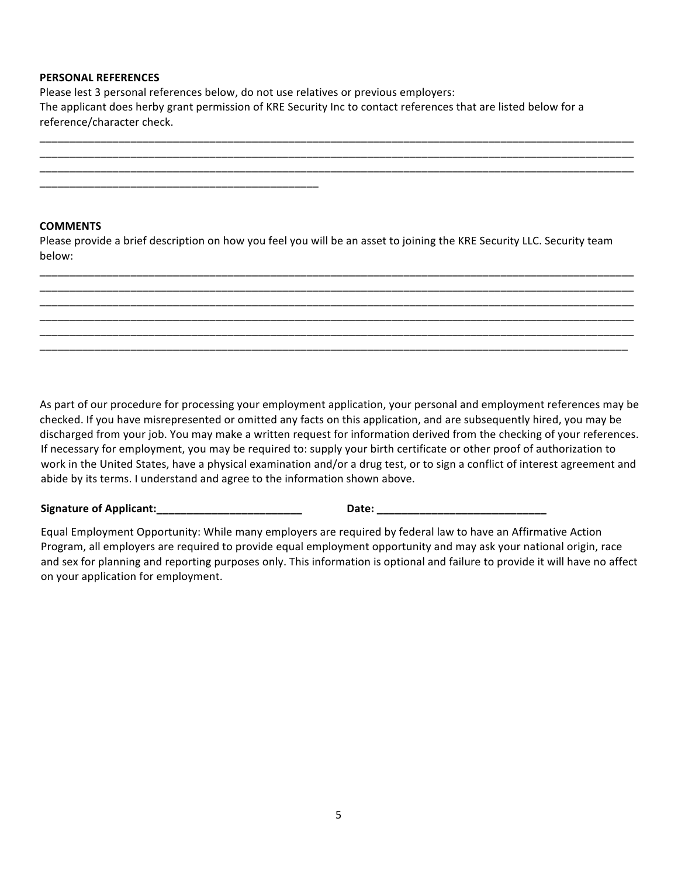**PERSONAL REFERENCES**

Please lest 3 personal references below, do not use relatives or previous employers:
The applicant does herby grant permission of KRE Security Inc to contact references that are listed below for a reference/character check.

______________________________________________________________________________________________
______________________________________________________________________________________________
______________________________________________________________________________________________
____________________________________________

**COMMENTS**

Please provide a brief description on how you feel you will be an asset to joining the KRE Security LLC. Security team below:

______________________________________________________________________________________________
______________________________________________________________________________________________
______________________________________________________________________________________________
______________________________________________________________________________________________
______________________________________________________________________________________________
______________________________________________________________________________________________

As part of our procedure for processing your employment application, your personal and employment references may be checked. If you have misrepresented or omitted any facts on this application, and are subsequently hired, you may be discharged from your job. You may make a written request for information derived from the checking of your references. If necessary for employment, you may be required to: supply your birth certificate or other proof of authorization to work in the United States, have a physical examination and/or a drug test, or to sign a conflict of interest agreement and abide by its terms. I understand and agree to the information shown above.

**Signature of Applicant:________________________** **Date: ____________________________**

Equal Employment Opportunity: While many employers are required by federal law to have an Affirmative Action Program, all employers are required to provide equal employment opportunity and may ask your national origin, race and sex for planning and reporting purposes only. This information is optional and failure to provide it will have no affect on your application for employment.